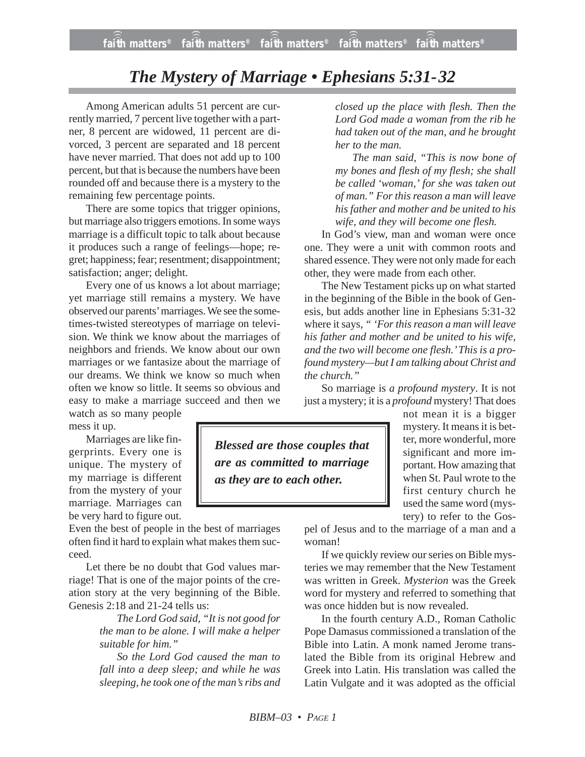# *The Mystery of Marriage • Ephesians 5:31-32*

Among American adults 51 percent are currently married, 7 percent live together with a partner, 8 percent are widowed, 11 percent are divorced, 3 percent are separated and 18 percent have never married. That does not add up to 100 percent, but that is because the numbers have been rounded off and because there is a mystery to the remaining few percentage points.

There are some topics that trigger opinions, but marriage also triggers emotions. In some ways marriage is a difficult topic to talk about because it produces such a range of feelings—hope; regret; happiness; fear; resentment; disappointment; satisfaction; anger; delight.

Every one of us knows a lot about marriage; yet marriage still remains a mystery. We have observed our parents' marriages. We see the sometimes-twisted stereotypes of marriage on television. We think we know about the marriages of neighbors and friends. We know about our own marriages or we fantasize about the marriage of our dreams. We think we know so much when often we know so little. It seems so obvious and easy to make a marriage succeed and then we watch as so many people mess it up.

Marriages are like fingerprints. Every one is unique. The mystery of my marriage is different from the mystery of your marriage. Marriages can be very hard to figure out. Even the best of people in the best of marriages often find it hard to explain what makes them succeed.

> ***Blessed are those couples that are as committed to marriage as they are to each other.***

Let there be no doubt that God values marriage! That is one of the major points of the creation story at the very beginning of the Bible. Genesis 2:18 and 21-24 tells us:

> *The Lord God said, "It is not good for the man to be alone. I will make a helper suitable for him."*
>
> *So the Lord God caused the man to fall into a deep sleep; and while he was sleeping, he took one of the man's ribs and closed up the place with flesh. Then the Lord God made a woman from the rib he had taken out of the man, and he brought her to the man.*
>
> *The man said, "This is now bone of my bones and flesh of my flesh; she shall be called 'woman,' for she was taken out of man." For this reason a man will leave his father and mother and be united to his wife, and they will become one flesh.*

In God's view, man and woman were once one. They were a unit with common roots and shared essence. They were not only made for each other, they were made from each other.

The New Testament picks up on what started in the beginning of the Bible in the book of Genesis, but adds another line in Ephesians 5:31-32 where it says, *" 'For this reason a man will leave his father and mother and be united to his wife, and the two will become one flesh.' This is a profound mystery—but I am talking about Christ and the church."*

So marriage is *a profound mystery*. It is not just a mystery; it is a *profound* mystery! That does not mean it is a bigger mystery. It means it is better, more wonderful, more significant and more important. How amazing that when St. Paul wrote to the first century church he used the same word (mystery) to refer to the Gospel of Jesus and to the marriage of a man and a woman!

If we quickly review our series on Bible mysteries we may remember that the New Testament was written in Greek. *Mysterion* was the Greek word for mystery and referred to something that was once hidden but is now revealed.

In the fourth century A.D., Roman Catholic Pope Damasus commissioned a translation of the Bible into Latin. A monk named Jerome translated the Bible from its original Hebrew and Greek into Latin. His translation was called the Latin Vulgate and it was adopted as the official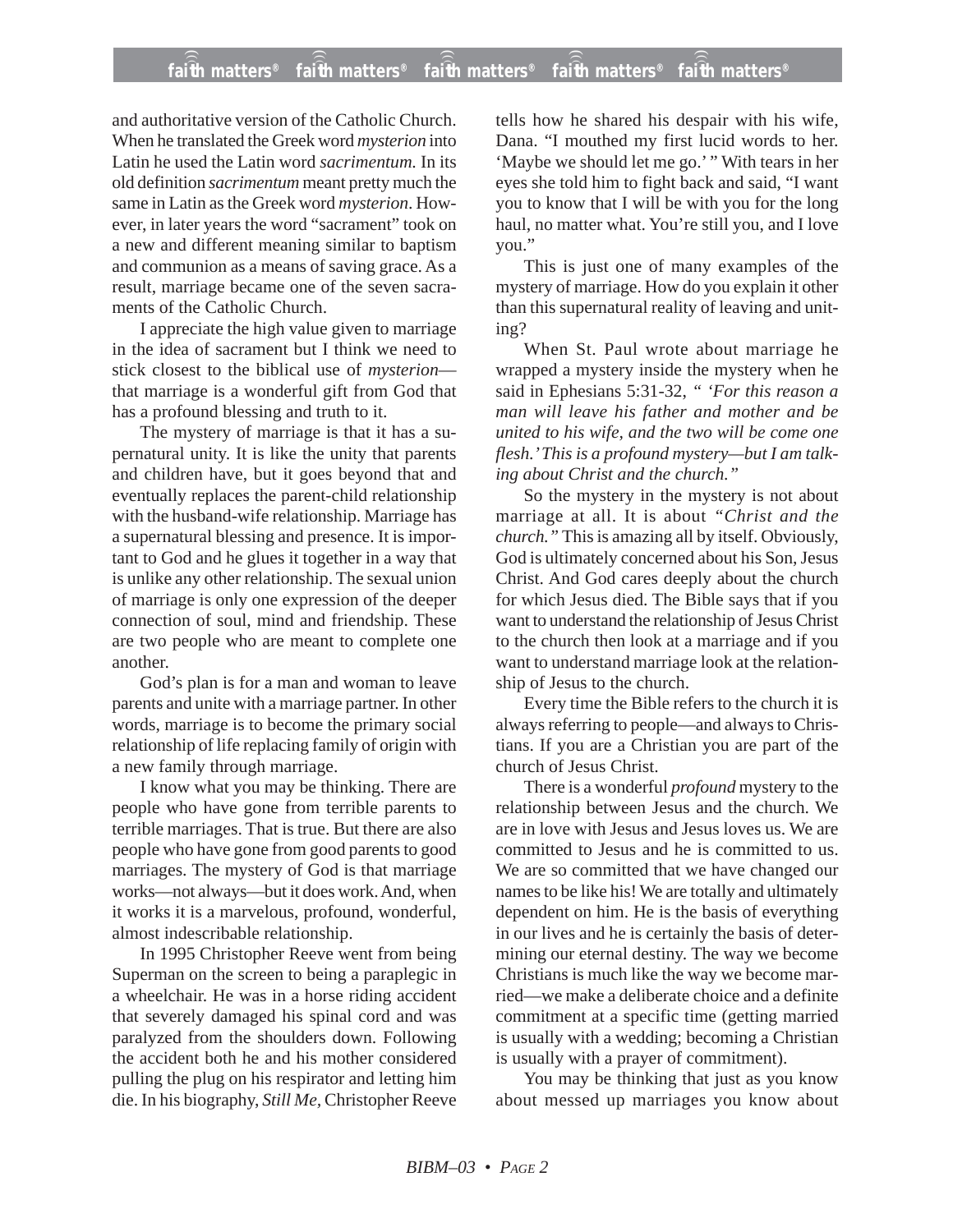and authoritative version of the Catholic Church. When he translated the Greek word *mysterion* into Latin he used the Latin word *sacrimentum.* In its old definition *sacrimentum* meant pretty much the same in Latin as the Greek word *mysterion*. However, in later years the word "sacrament" took on a new and different meaning similar to baptism and communion as a means of saving grace. As a result, marriage became one of the seven sacraments of the Catholic Church.

I appreciate the high value given to marriage in the idea of sacrament but I think we need to stick closest to the biblical use of *mysterion*—that marriage is a wonderful gift from God that has a profound blessing and truth to it.

The mystery of marriage is that it has a supernatural unity. It is like the unity that parents and children have, but it goes beyond that and eventually replaces the parent-child relationship with the husband-wife relationship. Marriage has a supernatural blessing and presence. It is important to God and he glues it together in a way that is unlike any other relationship. The sexual union of marriage is only one expression of the deeper connection of soul, mind and friendship. These are two people who are meant to complete one another.

God's plan is for a man and woman to leave parents and unite with a marriage partner. In other words, marriage is to become the primary social relationship of life replacing family of origin with a new family through marriage.

I know what you may be thinking. There are people who have gone from terrible parents to terrible marriages. That is true. But there are also people who have gone from good parents to good marriages. The mystery of God is that marriage works—not always—but it does work. And, when it works it is a marvelous, profound, wonderful, almost indescribable relationship.

In 1995 Christopher Reeve went from being Superman on the screen to being a paraplegic in a wheelchair. He was in a horse riding accident that severely damaged his spinal cord and was paralyzed from the shoulders down. Following the accident both he and his mother considered pulling the plug on his respirator and letting him die. In his biography, *Still Me,* Christopher Reeve tells how he shared his despair with his wife, Dana. "I mouthed my first lucid words to her. 'Maybe we should let me go.' " With tears in her eyes she told him to fight back and said, "I want you to know that I will be with you for the long haul, no matter what. You're still you, and I love you."

This is just one of many examples of the mystery of marriage. How do you explain it other than this supernatural reality of leaving and uniting?

When St. Paul wrote about marriage he wrapped a mystery inside the mystery when he said in Ephesians 5:31-32, *" 'For this reason a man will leave his father and mother and be united to his wife, and the two will be come one flesh.' This is a profound mystery—but I am talking about Christ and the church."*

So the mystery in the mystery is not about marriage at all. It is about *"Christ and the church."* This is amazing all by itself. Obviously, God is ultimately concerned about his Son, Jesus Christ. And God cares deeply about the church for which Jesus died. The Bible says that if you want to understand the relationship of Jesus Christ to the church then look at a marriage and if you want to understand marriage look at the relationship of Jesus to the church.

Every time the Bible refers to the church it is always referring to people—and always to Christians. If you are a Christian you are part of the church of Jesus Christ.

There is a wonderful *profound* mystery to the relationship between Jesus and the church. We are in love with Jesus and Jesus loves us. We are committed to Jesus and he is committed to us. We are so committed that we have changed our names to be like his! We are totally and ultimately dependent on him. He is the basis of everything in our lives and he is certainly the basis of determining our eternal destiny. The way we become Christians is much like the way we become married—we make a deliberate choice and a definite commitment at a specific time (getting married is usually with a wedding; becoming a Christian is usually with a prayer of commitment).

You may be thinking that just as you know about messed up marriages you know about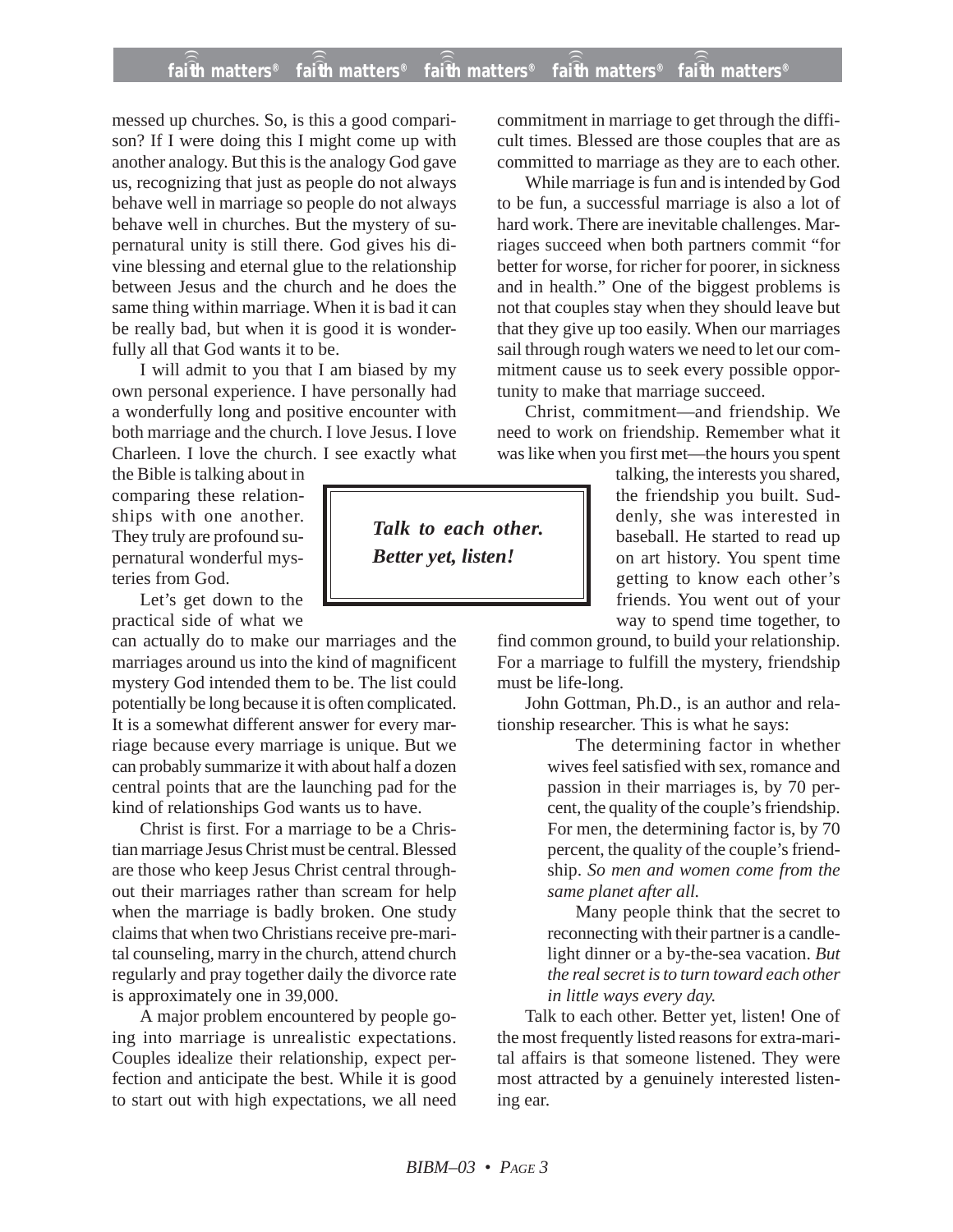messed up churches. So, is this a good comparison? If I were doing this I might come up with another analogy. But this is the analogy God gave us, recognizing that just as people do not always behave well in marriage so people do not always behave well in churches. But the mystery of supernatural unity is still there. God gives his divine blessing and eternal glue to the relationship between Jesus and the church and he does the same thing within marriage. When it is bad it can be really bad, but when it is good it is wonderfully all that God wants it to be.

I will admit to you that I am biased by my own personal experience. I have personally had a wonderfully long and positive encounter with both marriage and the church. I love Jesus. I love Charleen. I love the church. I see exactly what the Bible is talking about in comparing these relationships with one another. They truly are profound supernatural wonderful mysteries from God.

> ***Talk to each other. Better yet, listen!***

Let's get down to the practical side of what we can actually do to make our marriages and the marriages around us into the kind of magnificent mystery God intended them to be. The list could potentially be long because it is often complicated. It is a somewhat different answer for every marriage because every marriage is unique. But we can probably summarize it with about half a dozen central points that are the launching pad for the kind of relationships God wants us to have.

Christ is first. For a marriage to be a Christian marriage Jesus Christ must be central. Blessed are those who keep Jesus Christ central throughout their marriages rather than scream for help when the marriage is badly broken. One study claims that when two Christians receive pre-marital counseling, marry in the church, attend church regularly and pray together daily the divorce rate is approximately one in 39,000.

A major problem encountered by people going into marriage is unrealistic expectations. Couples idealize their relationship, expect perfection and anticipate the best. While it is good to start out with high expectations, we all need commitment in marriage to get through the difficult times. Blessed are those couples that are as committed to marriage as they are to each other.

While marriage is fun and is intended by God to be fun, a successful marriage is also a lot of hard work. There are inevitable challenges. Marriages succeed when both partners commit "for better for worse, for richer for poorer, in sickness and in health." One of the biggest problems is not that couples stay when they should leave but that they give up too easily. When our marriages sail through rough waters we need to let our commitment cause us to seek every possible opportunity to make that marriage succeed.

Christ, commitment—and friendship. We need to work on friendship. Remember what it was like when you first met—the hours you spent talking, the interests you shared, the friendship you built. Suddenly, she was interested in baseball. He started to read up on art history. You spent time getting to know each other's friends. You went out of your way to spend time together, to find common ground, to build your relationship. For a marriage to fulfill the mystery, friendship must be life-long.

John Gottman, Ph.D., is an author and relationship researcher. This is what he says:

> The determining factor in whether wives feel satisfied with sex, romance and passion in their marriages is, by 70 percent, the quality of the couple's friendship. For men, the determining factor is, by 70 percent, the quality of the couple's friendship. *So men and women come from the same planet after all.*
>
> Many people think that the secret to reconnecting with their partner is a candlelight dinner or a by-the-sea vacation. *But the real secret is to turn toward each other in little ways every day.*

Talk to each other. Better yet, listen! One of the most frequently listed reasons for extra-marital affairs is that someone listened. They were most attracted by a genuinely interested listening ear.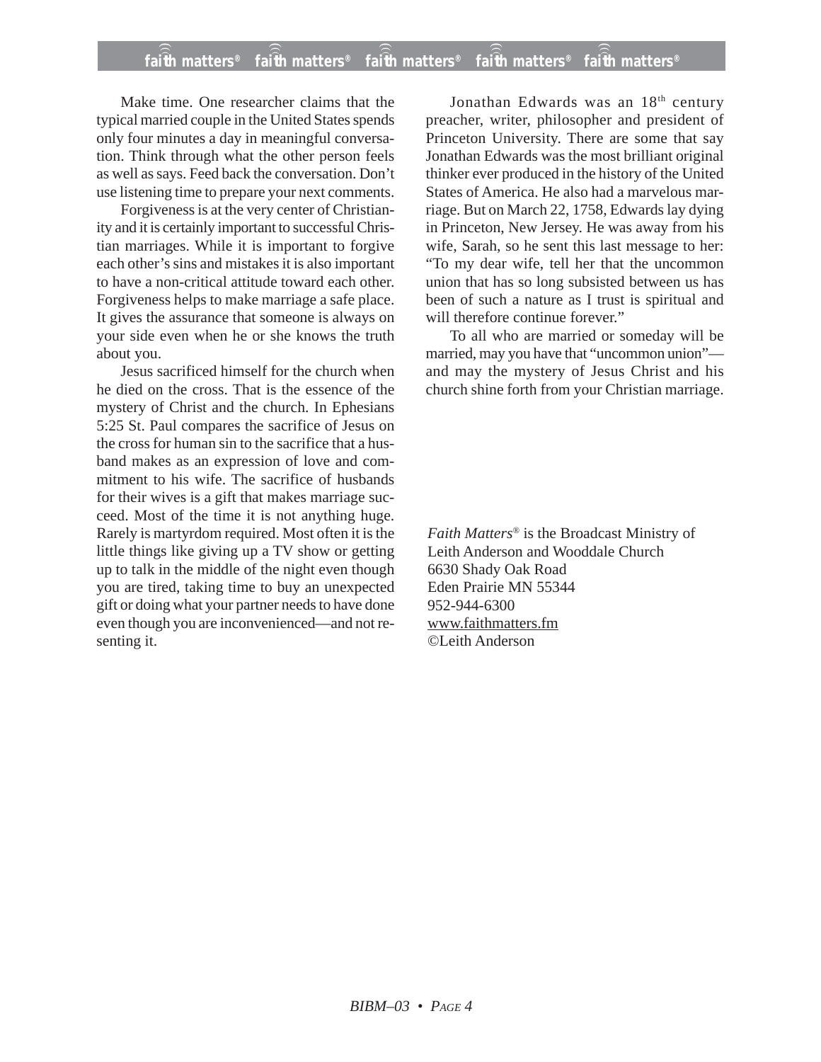Make time. One researcher claims that the typical married couple in the United States spends only four minutes a day in meaningful conversation. Think through what the other person feels as well as says. Feed back the conversation. Don't use listening time to prepare your next comments.

Forgiveness is at the very center of Christianity and it is certainly important to successful Christian marriages. While it is important to forgive each other's sins and mistakes it is also important to have a non-critical attitude toward each other. Forgiveness helps to make marriage a safe place. It gives the assurance that someone is always on your side even when he or she knows the truth about you.

Jesus sacrificed himself for the church when he died on the cross. That is the essence of the mystery of Christ and the church. In Ephesians 5:25 St. Paul compares the sacrifice of Jesus on the cross for human sin to the sacrifice that a husband makes as an expression of love and commitment to his wife. The sacrifice of husbands for their wives is a gift that makes marriage succeed. Most of the time it is not anything huge. Rarely is martyrdom required. Most often it is the little things like giving up a TV show or getting up to talk in the middle of the night even though you are tired, taking time to buy an unexpected gift or doing what your partner needs to have done even though you are inconvenienced—and not resenting it.

Jonathan Edwards was an 18th century preacher, writer, philosopher and president of Princeton University. There are some that say Jonathan Edwards was the most brilliant original thinker ever produced in the history of the United States of America. He also had a marvelous marriage. But on March 22, 1758, Edwards lay dying in Princeton, New Jersey. He was away from his wife, Sarah, so he sent this last message to her: "To my dear wife, tell her that the uncommon union that has so long subsisted between us has been of such a nature as I trust is spiritual and will therefore continue forever."

To all who are married or someday will be married, may you have that "uncommon union"—and may the mystery of Jesus Christ and his church shine forth from your Christian marriage.

*Faith Matters*® is the Broadcast Ministry of
Leith Anderson and Wooddale Church
6630 Shady Oak Road
Eden Prairie MN 55344
952-944-6300
www.faithmatters.fm
©Leith Anderson